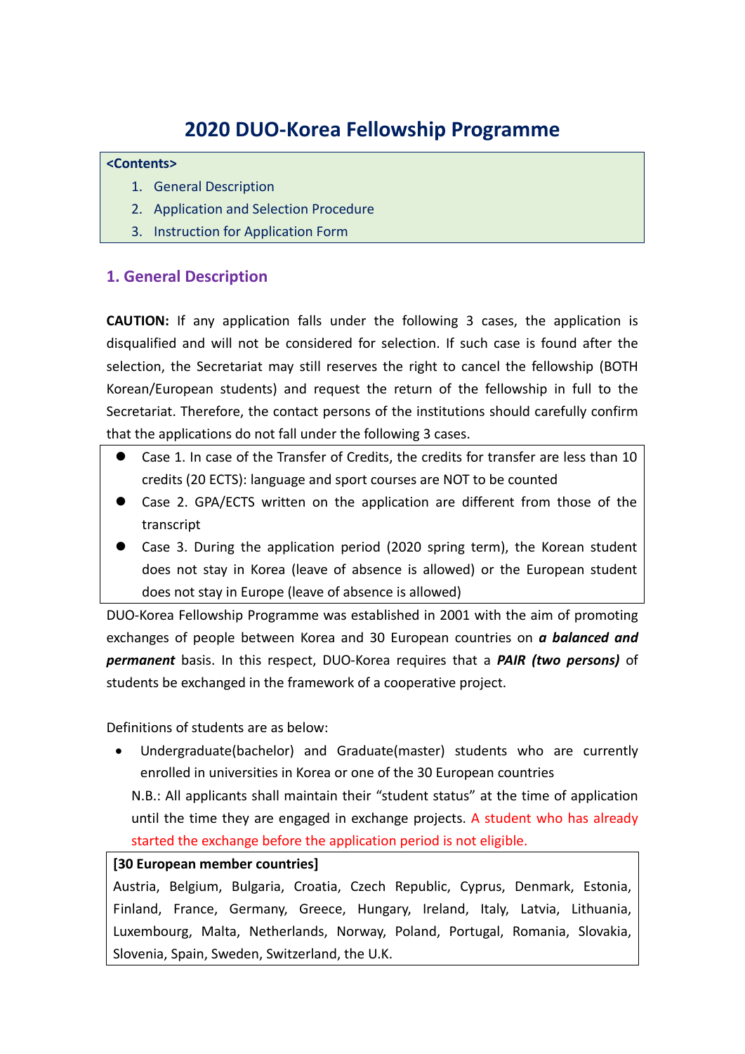# 2020 DUO-Korea Fellowship Programme

**<Contents>**

1. General Description
2. Application and Selection Procedure
3. Instruction for Application Form

## 1. General Description

**CAUTION:** If any application falls under the following 3 cases, the application is disqualified and will not be considered for selection. If such case is found after the selection, the Secretariat may still reserves the right to cancel the fellowship (BOTH Korean/European students) and request the return of the fellowship in full to the Secretariat. Therefore, the contact persons of the institutions should carefully confirm that the applications do not fall under the following 3 cases.

- Case 1. In case of the Transfer of Credits, the credits for transfer are less than 10 credits (20 ECTS): language and sport courses are NOT to be counted
- Case 2. GPA/ECTS written on the application are different from those of the transcript
- Case 3. During the application period (2020 spring term), the Korean student does not stay in Korea (leave of absence is allowed) or the European student does not stay in Europe (leave of absence is allowed)

DUO-Korea Fellowship Programme was established in 2001 with the aim of promoting exchanges of people between Korea and 30 European countries on ***a balanced and permanent*** basis. In this respect, DUO-Korea requires that a ***PAIR (two persons)*** of students be exchanged in the framework of a cooperative project.

Definitions of students are as below:

- Undergraduate(bachelor) and Graduate(master) students who are currently enrolled in universities in Korea or one of the 30 European countries

  N.B.: All applicants shall maintain their "student status" at the time of application until the time they are engaged in exchange projects. A student who has already started the exchange before the application period is not eligible.

**[30 European member countries]**

Austria, Belgium, Bulgaria, Croatia, Czech Republic, Cyprus, Denmark, Estonia, Finland, France, Germany, Greece, Hungary, Ireland, Italy, Latvia, Lithuania, Luxembourg, Malta, Netherlands, Norway, Poland, Portugal, Romania, Slovakia, Slovenia, Spain, Sweden, Switzerland, the U.K.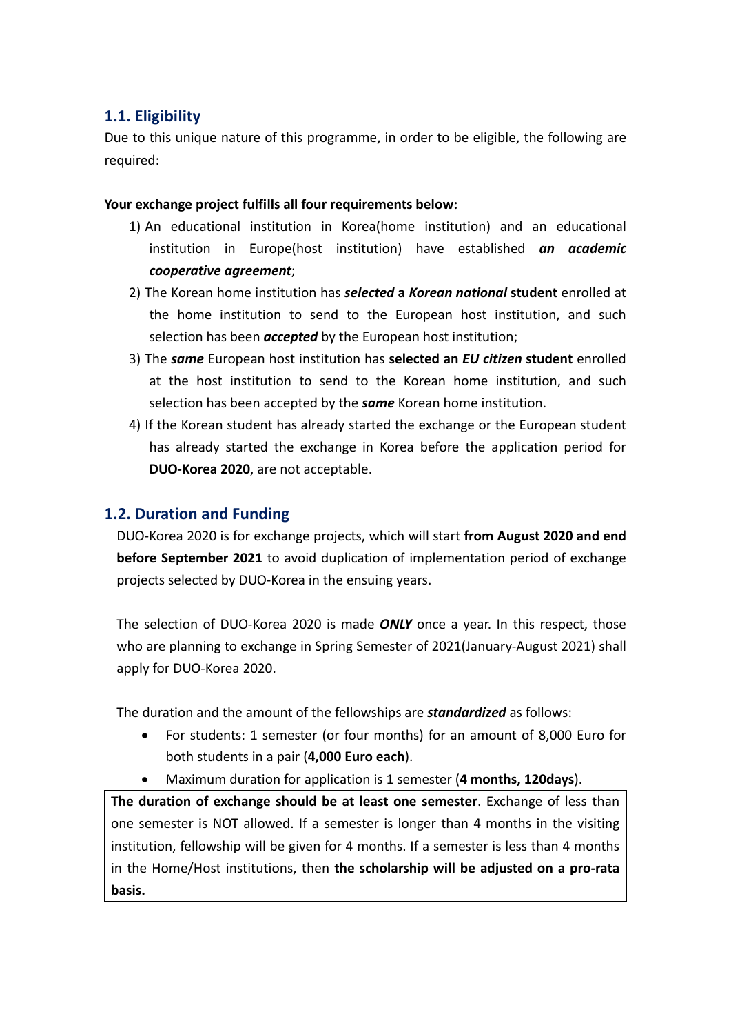## 1.1. Eligibility

Due to this unique nature of this programme, in order to be eligible, the following are required:

**Your exchange project fulfills all four requirements below:**

1) An educational institution in Korea(home institution) and an educational institution in Europe(host institution) have established ***an academic cooperative agreement***;
2) The Korean home institution has ***selected*** **a** ***Korean national*** **student** enrolled at the home institution to send to the European host institution, and such selection has been ***accepted*** by the European host institution;
3) The ***same*** European host institution has **selected an** ***EU citizen*** **student** enrolled at the host institution to send to the Korean home institution, and such selection has been accepted by the ***same*** Korean home institution.
4) If the Korean student has already started the exchange or the European student has already started the exchange in Korea before the application period for **DUO-Korea 2020**, are not acceptable.

## 1.2. Duration and Funding

DUO-Korea 2020 is for exchange projects, which will start **from August 2020 and end before September 2021** to avoid duplication of implementation period of exchange projects selected by DUO-Korea in the ensuing years.

The selection of DUO-Korea 2020 is made ***ONLY*** once a year. In this respect, those who are planning to exchange in Spring Semester of 2021(January-August 2021) shall apply for DUO-Korea 2020.

The duration and the amount of the fellowships are ***standardized*** as follows:

- For students: 1 semester (or four months) for an amount of 8,000 Euro for both students in a pair (**4,000 Euro each**).
- Maximum duration for application is 1 semester (**4 months, 120days**).

**The duration of exchange should be at least one semester**. Exchange of less than one semester is NOT allowed. If a semester is longer than 4 months in the visiting institution, fellowship will be given for 4 months. If a semester is less than 4 months in the Home/Host institutions, then **the scholarship will be adjusted on a pro-rata basis.**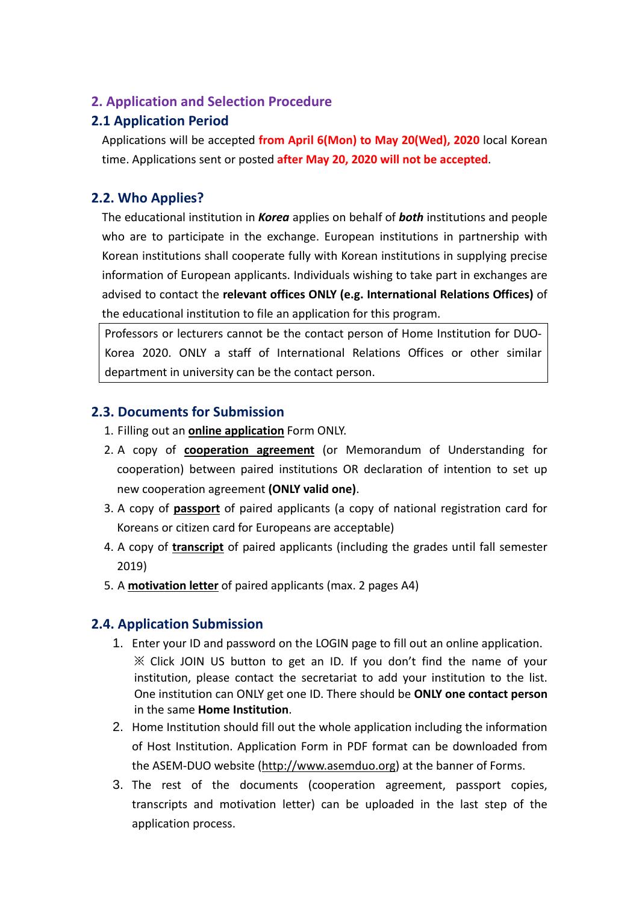## 2. Application and Selection Procedure

### 2.1 Application Period

Applications will be accepted **from April 6(Mon) to May 20(Wed), 2020** local Korean time. Applications sent or posted **after May 20, 2020 will not be accepted**.

### 2.2. Who Applies?

The educational institution in ***Korea*** applies on behalf of ***both*** institutions and people who are to participate in the exchange. European institutions in partnership with Korean institutions shall cooperate fully with Korean institutions in supplying precise information of European applicants. Individuals wishing to take part in exchanges are advised to contact the **relevant offices ONLY (e.g. International Relations Offices)** of the educational institution to file an application for this program.

> Professors or lecturers cannot be the contact person of Home Institution for DUO-Korea 2020. ONLY a staff of International Relations Offices or other similar department in university can be the contact person.

### 2.3. Documents for Submission

1. Filling out an <u>**online application**</u> Form ONLY.
2. A copy of <u>**cooperation agreement**</u> (or Memorandum of Understanding for cooperation) between paired institutions OR declaration of intention to set up new cooperation agreement **(ONLY valid one)**.
3. A copy of <u>**passport**</u> of paired applicants (a copy of national registration card for Koreans or citizen card for Europeans are acceptable)
4. A copy of <u>**transcript**</u> of paired applicants (including the grades until fall semester 2019)
5. A <u>**motivation letter**</u> of paired applicants (max. 2 pages A4)

### 2.4. Application Submission

1. Enter your ID and password on the LOGIN page to fill out an online application.
   ※ Click JOIN US button to get an ID. If you don't find the name of your institution, please contact the secretariat to add your institution to the list. One institution can ONLY get one ID. There should be **ONLY one contact person** in the same **Home Institution**.
2. Home Institution should fill out the whole application including the information of Host Institution. Application Form in PDF format can be downloaded from the ASEM-DUO website (http://www.asemduo.org) at the banner of Forms.
3. The rest of the documents (cooperation agreement, passport copies, transcripts and motivation letter) can be uploaded in the last step of the application process.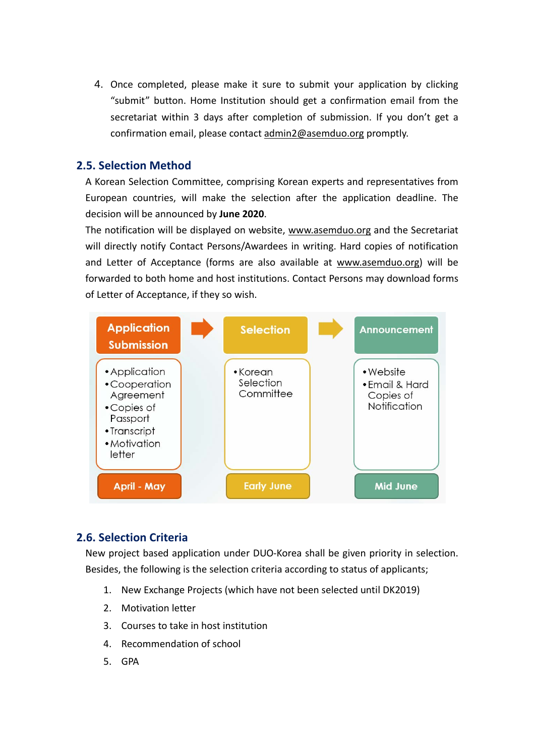4. Once completed, please make it sure to submit your application by clicking "submit" button. Home Institution should get a confirmation email from the secretariat within 3 days after completion of submission. If you don't get a confirmation email, please contact admin2@asemduo.org promptly.

### 2.5. Selection Method

A Korean Selection Committee, comprising Korean experts and representatives from European countries, will make the selection after the application deadline. The decision will be announced by **June 2020**.

The notification will be displayed on website, www.asemduo.org and the Secretariat will directly notify Contact Persons/Awardees in writing. Hard copies of notification and Letter of Acceptance (forms are also available at www.asemduo.org) will be forwarded to both home and host institutions. Contact Persons may download forms of Letter of Acceptance, if they so wish.

| Application Submission | Selection | Announcement |
|---|---|---|
| • Application<br>• Cooperation Agreement<br>• Copies of Passport<br>• Transcript<br>• Motivation letter | • Korean Selection Committee | • Website<br>• Email & Hard Copies of Notification |
| April - May | Early June | Mid June |

### 2.6. Selection Criteria

New project based application under DUO-Korea shall be given priority in selection. Besides, the following is the selection criteria according to status of applicants;

1. New Exchange Projects (which have not been selected until DK2019)
2. Motivation letter
3. Courses to take in host institution
4. Recommendation of school
5. GPA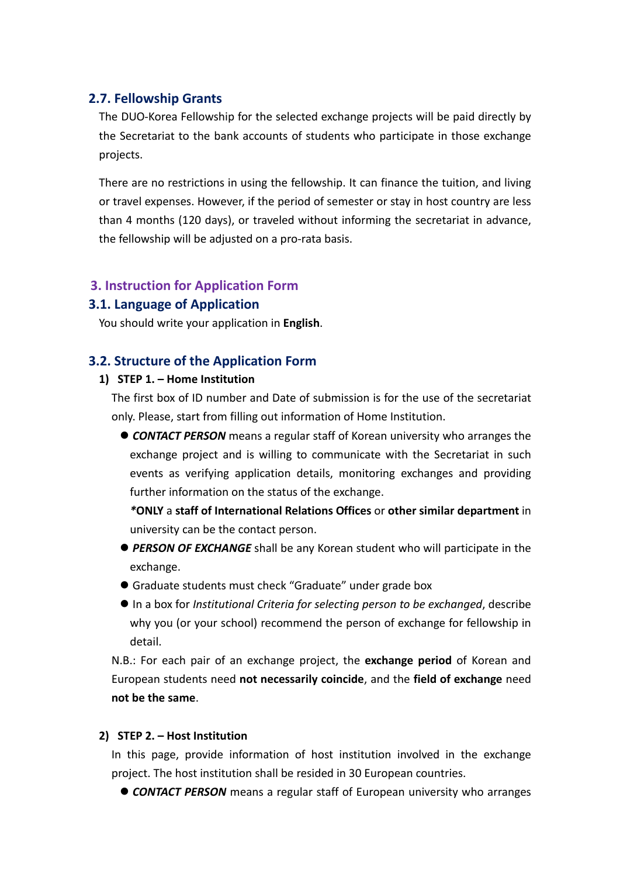### 2.7. Fellowship Grants

The DUO-Korea Fellowship for the selected exchange projects will be paid directly by the Secretariat to the bank accounts of students who participate in those exchange projects.

There are no restrictions in using the fellowship. It can finance the tuition, and living or travel expenses. However, if the period of semester or stay in host country are less than 4 months (120 days), or traveled without informing the secretariat in advance, the fellowship will be adjusted on a pro-rata basis.

## 3. Instruction for Application Form

### 3.1. Language of Application

You should write your application in **English**.

### 3.2. Structure of the Application Form

1) **STEP 1. – Home Institution**

   The first box of ID number and Date of submission is for the use of the secretariat only. Please, start from filling out information of Home Institution.

   - ***CONTACT PERSON*** means a regular staff of Korean university who arranges the exchange project and is willing to communicate with the Secretariat in such events as verifying application details, monitoring exchanges and providing further information on the status of the exchange.

     ***ONLY** a **staff of International Relations Offices** or **other similar department** in university can be the contact person.
   - ***PERSON OF EXCHANGE*** shall be any Korean student who will participate in the exchange.
   - Graduate students must check "Graduate" under grade box
   - In a box for *Institutional Criteria for selecting person to be exchanged*, describe why you (or your school) recommend the person of exchange for fellowship in detail.

   N.B.: For each pair of an exchange project, the **exchange period** of Korean and European students need **not necessarily coincide**, and the **field of exchange** need **not be the same**.

2) **STEP 2. – Host Institution**

   In this page, provide information of host institution involved in the exchange project. The host institution shall be resided in 30 European countries.

   - ***CONTACT PERSON*** means a regular staff of European university who arranges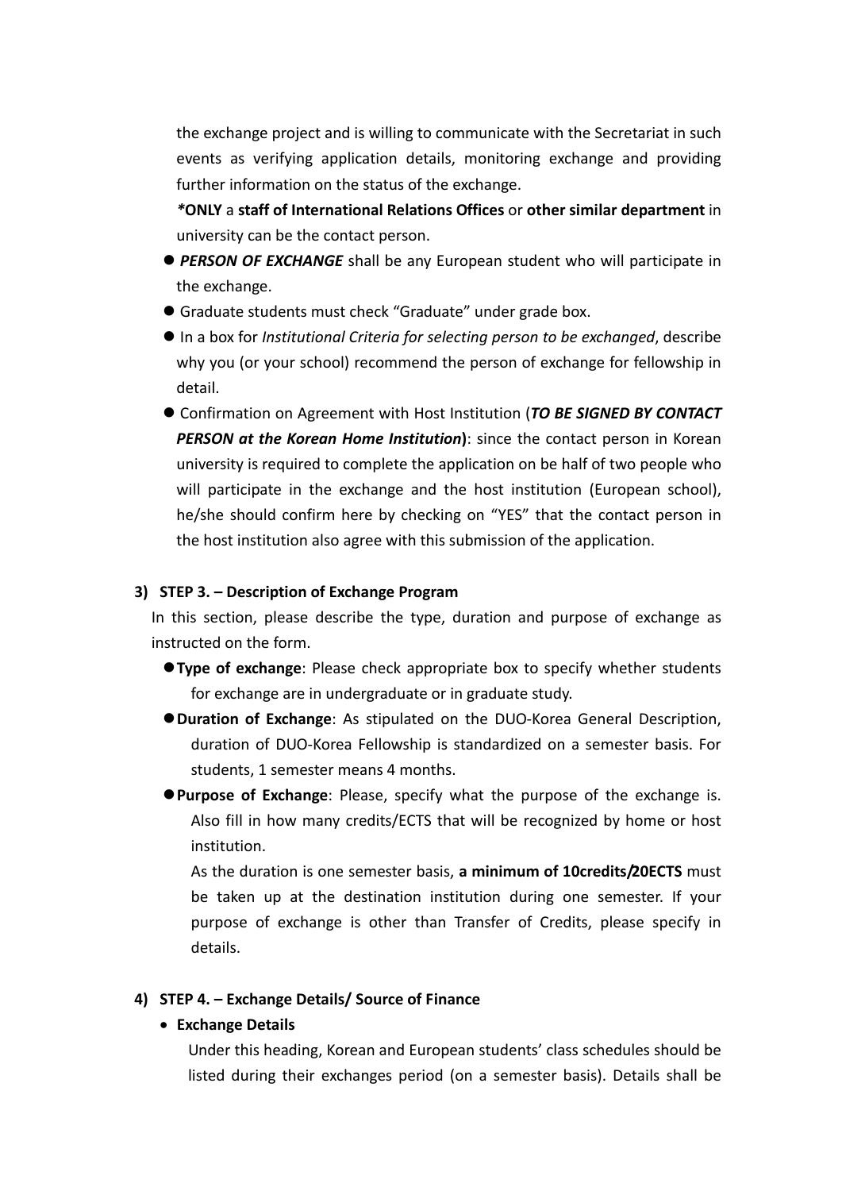the exchange project and is willing to communicate with the Secretariat in such events as verifying application details, monitoring exchange and providing further information on the status of the exchange.

***ONLY** a **staff of International Relations Offices** or **other similar department** in university can be the contact person.

- ***PERSON OF EXCHANGE*** shall be any European student who will participate in the exchange.
- Graduate students must check "Graduate" under grade box.
- In a box for *Institutional Criteria for selecting person to be exchanged*, describe why you (or your school) recommend the person of exchange for fellowship in detail.
- Confirmation on Agreement with Host Institution (***TO BE SIGNED BY CONTACT PERSON at the Korean Home Institution***): since the contact person in Korean university is required to complete the application on be half of two people who will participate in the exchange and the host institution (European school), he/she should confirm here by checking on "YES" that the contact person in the host institution also agree with this submission of the application.

**3) STEP 3. – Description of Exchange Program**

In this section, please describe the type, duration and purpose of exchange as instructed on the form.

- **Type of exchange**: Please check appropriate box to specify whether students for exchange are in undergraduate or in graduate study.
- **Duration of Exchange**: As stipulated on the DUO-Korea General Description, duration of DUO-Korea Fellowship is standardized on a semester basis. For students, 1 semester means 4 months.
- **Purpose of Exchange**: Please, specify what the purpose of the exchange is. Also fill in how many credits/ECTS that will be recognized by home or host institution.

  As the duration is one semester basis, **a minimum of 10credits/20ECTS** must be taken up at the destination institution during one semester. If your purpose of exchange is other than Transfer of Credits, please specify in details.

**4) STEP 4. – Exchange Details/ Source of Finance**

- **Exchange Details**

  Under this heading, Korean and European students' class schedules should be listed during their exchanges period (on a semester basis). Details shall be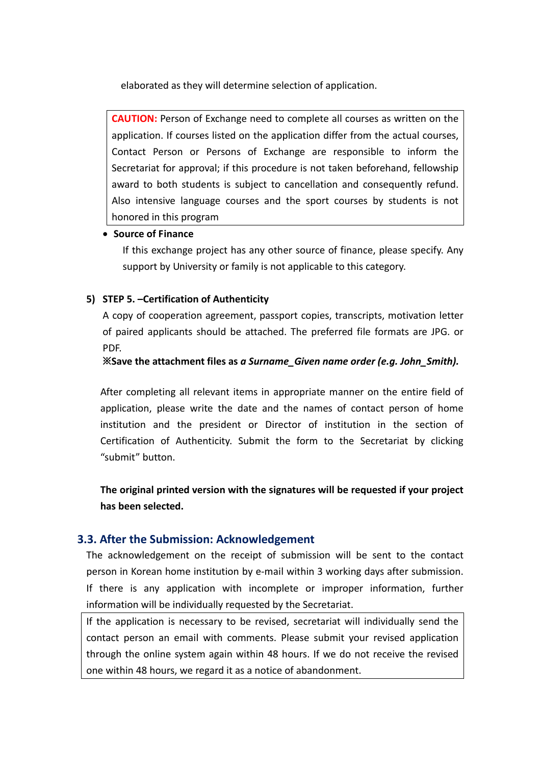elaborated as they will determine selection of application.

**CAUTION:** Person of Exchange need to complete all courses as written on the application. If courses listed on the application differ from the actual courses, Contact Person or Persons of Exchange are responsible to inform the Secretariat for approval; if this procedure is not taken beforehand, fellowship award to both students is subject to cancellation and consequently refund. Also intensive language courses and the sport courses by students is not honored in this program

- **Source of Finance**

  If this exchange project has any other source of finance, please specify. Any support by University or family is not applicable to this category.

5) **STEP 5. –Certification of Authenticity**

   A copy of cooperation agreement, passport copies, transcripts, motivation letter of paired applicants should be attached. The preferred file formats are JPG. or PDF.

   **※Save the attachment files as *a Surname_Given name order (e.g. John_Smith).***

   After completing all relevant items in appropriate manner on the entire field of application, please write the date and the names of contact person of home institution and the president or Director of institution in the section of Certification of Authenticity. Submit the form to the Secretariat by clicking "submit" button.

   **The original printed version with the signatures will be requested if your project has been selected.**

## 3.3. After the Submission: Acknowledgement

The acknowledgement on the receipt of submission will be sent to the contact person in Korean home institution by e-mail within 3 working days after submission. If there is any application with incomplete or improper information, further information will be individually requested by the Secretariat.

If the application is necessary to be revised, secretariat will individually send the contact person an email with comments. Please submit your revised application through the online system again within 48 hours. If we do not receive the revised one within 48 hours, we regard it as a notice of abandonment.